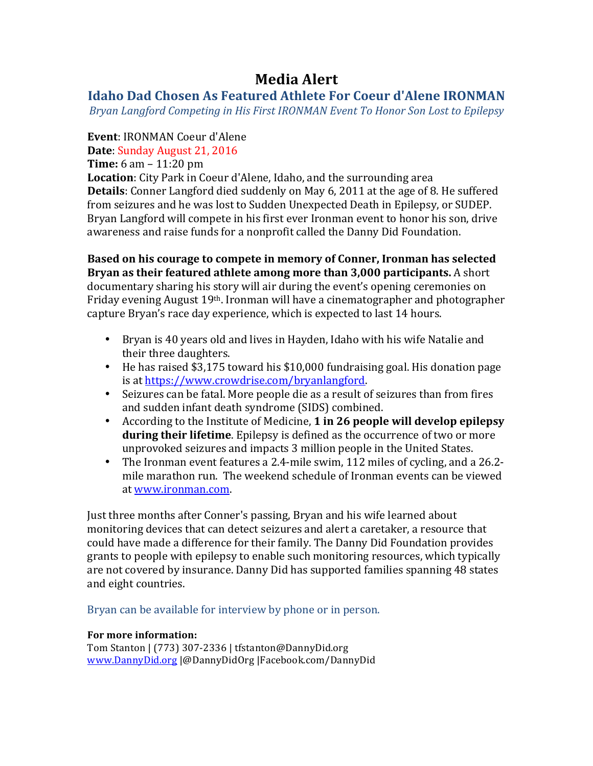# Media Alert

## Idaho Dad Chosen As Featured Athlete For Coeur d'Alene IRONMAN

*Bryan Langford Competing in His First IRONMAN Event To Honor Son Lost to Epilepsy*

**Event**: IRONMAN Coeur d'Alene
**Date**: Sunday August 21, 2016
**Time:** 6 am – 11:20 pm
**Location**: City Park in Coeur d'Alene, Idaho, and the surrounding area
**Details**: Conner Langford died suddenly on May 6, 2011 at the age of 8. He suffered from seizures and he was lost to Sudden Unexpected Death in Epilepsy, or SUDEP. Bryan Langford will compete in his first ever Ironman event to honor his son, drive awareness and raise funds for a nonprofit called the Danny Did Foundation.

**Based on his courage to compete in memory of Conner, Ironman has selected Bryan as their featured athlete among more than 3,000 participants.** A short documentary sharing his story will air during the event's opening ceremonies on Friday evening August 19th. Ironman will have a cinematographer and photographer capture Bryan's race day experience, which is expected to last 14 hours.

- Bryan is 40 years old and lives in Hayden, Idaho with his wife Natalie and their three daughters.
- He has raised $3,175 toward his $10,000 fundraising goal. His donation page is at https://www.crowdrise.com/bryanlangford.
- Seizures can be fatal. More people die as a result of seizures than from fires and sudden infant death syndrome (SIDS) combined.
- According to the Institute of Medicine, **1 in 26 people will develop epilepsy during their lifetime**. Epilepsy is defined as the occurrence of two or more unprovoked seizures and impacts 3 million people in the United States.
- The Ironman event features a 2.4-mile swim, 112 miles of cycling, and a 26.2-mile marathon run. The weekend schedule of Ironman events can be viewed at www.ironman.com.

Just three months after Conner's passing, Bryan and his wife learned about monitoring devices that can detect seizures and alert a caretaker, a resource that could have made a difference for their family. The Danny Did Foundation provides grants to people with epilepsy to enable such monitoring resources, which typically are not covered by insurance. Danny Did has supported families spanning 48 states and eight countries.

Bryan can be available for interview by phone or in person.

**For more information:**
Tom Stanton | (773) 307-2336 | tfstanton@DannyDid.org
www.DannyDid.org |@DannyDidOrg |Facebook.com/DannyDid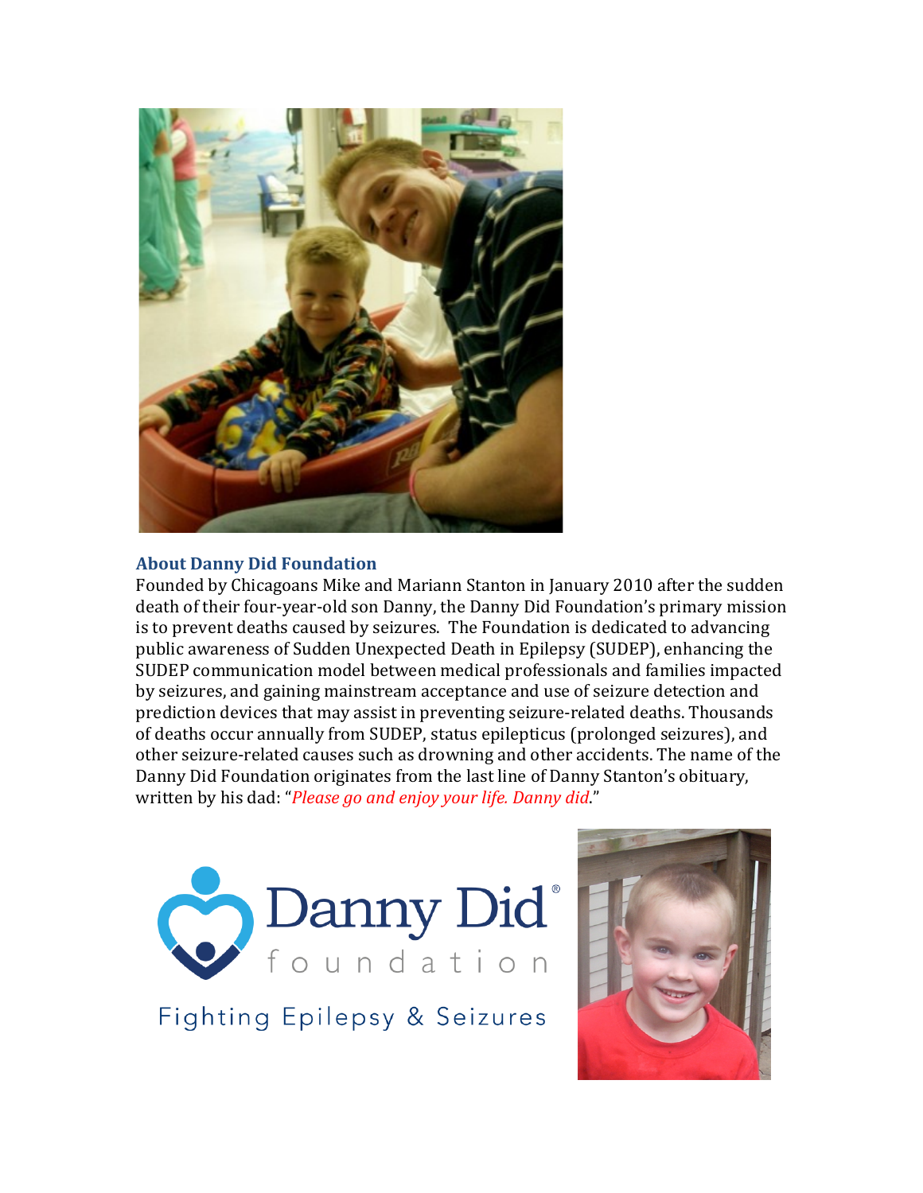### About Danny Did Foundation

Founded by Chicagoans Mike and Mariann Stanton in January 2010 after the sudden death of their four-year-old son Danny, the Danny Did Foundation's primary mission is to prevent deaths caused by seizures. The Foundation is dedicated to advancing public awareness of Sudden Unexpected Death in Epilepsy (SUDEP), enhancing the SUDEP communication model between medical professionals and families impacted by seizures, and gaining mainstream acceptance and use of seizure detection and prediction devices that may assist in preventing seizure-related deaths. Thousands of deaths occur annually from SUDEP, status epilepticus (prolonged seizures), and other seizure-related causes such as drowning and other accidents. The name of the Danny Did Foundation originates from the last line of Danny Stanton's obituary, written by his dad: "*Please go and enjoy your life. Danny did*."

Danny Did® foundation

Fighting Epilepsy & Seizures